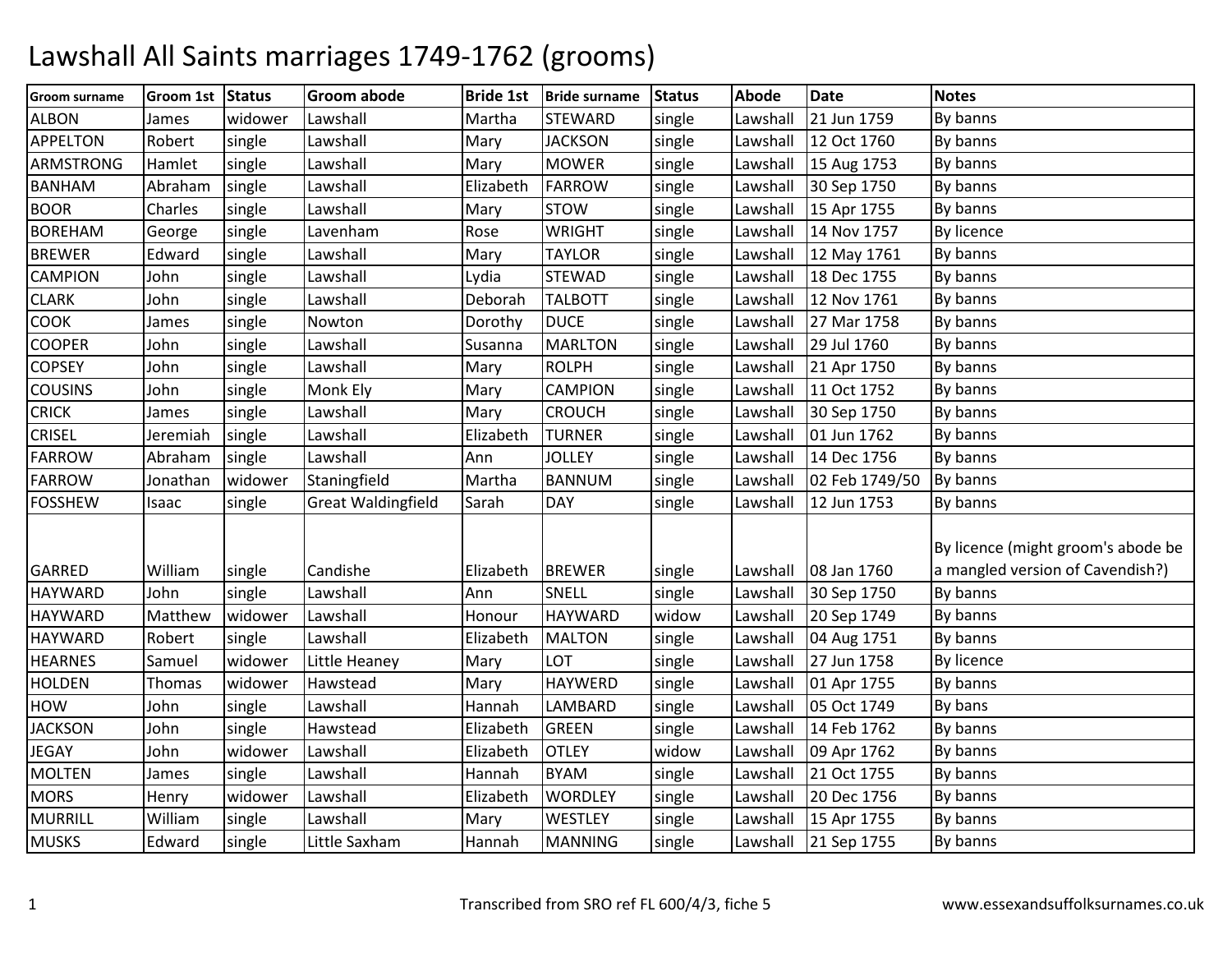# Lawshall All Saints marriages 1749-1762 (grooms)

| Groom surname | Groom 1st | Status | Groom abode | Bride 1st | Bride surname | Status | Abode | Date | Notes |
|---|---|---|---|---|---|---|---|---|---|
| ALBON | James | widower | Lawshall | Martha | STEWARD | single | Lawshall | 21 Jun 1759 | By banns |
| APPELTON | Robert | single | Lawshall | Mary | JACKSON | single | Lawshall | 12 Oct 1760 | By banns |
| ARMSTRONG | Hamlet | single | Lawshall | Mary | MOWER | single | Lawshall | 15 Aug 1753 | By banns |
| BANHAM | Abraham | single | Lawshall | Elizabeth | FARROW | single | Lawshall | 30 Sep 1750 | By banns |
| BOOR | Charles | single | Lawshall | Mary | STOW | single | Lawshall | 15 Apr 1755 | By banns |
| BOREHAM | George | single | Lavenham | Rose | WRIGHT | single | Lawshall | 14 Nov 1757 | By licence |
| BREWER | Edward | single | Lawshall | Mary | TAYLOR | single | Lawshall | 12 May 1761 | By banns |
| CAMPION | John | single | Lawshall | Lydia | STEWAD | single | Lawshall | 18 Dec 1755 | By banns |
| CLARK | John | single | Lawshall | Deborah | TALBOTT | single | Lawshall | 12 Nov 1761 | By banns |
| COOK | James | single | Nowton | Dorothy | DUCE | single | Lawshall | 27 Mar 1758 | By banns |
| COOPER | John | single | Lawshall | Susanna | MARLTON | single | Lawshall | 29 Jul 1760 | By banns |
| COPSEY | John | single | Lawshall | Mary | ROLPH | single | Lawshall | 21 Apr 1750 | By banns |
| COUSINS | John | single | Monk Ely | Mary | CAMPION | single | Lawshall | 11 Oct 1752 | By banns |
| CRICK | James | single | Lawshall | Mary | CROUCH | single | Lawshall | 30 Sep 1750 | By banns |
| CRISEL | Jeremiah | single | Lawshall | Elizabeth | TURNER | single | Lawshall | 01 Jun 1762 | By banns |
| FARROW | Abraham | single | Lawshall | Ann | JOLLEY | single | Lawshall | 14 Dec 1756 | By banns |
| FARROW | Jonathan | widower | Staningfield | Martha | BANNUM | single | Lawshall | 02 Feb 1749/50 | By banns |
| FOSSHEW | Isaac | single | Great Waldingfield | Sarah | DAY | single | Lawshall | 12 Jun 1753 | By banns |
| GARRED | William | single | Candishe | Elizabeth | BREWER | single | Lawshall | 08 Jan 1760 | By licence (might groom's abode be a mangled version of Cavendish?) |
| HAYWARD | John | single | Lawshall | Ann | SNELL | single | Lawshall | 30 Sep 1750 | By banns |
| HAYWARD | Matthew | widower | Lawshall | Honour | HAYWARD | widow | Lawshall | 20 Sep 1749 | By banns |
| HAYWARD | Robert | single | Lawshall | Elizabeth | MALTON | single | Lawshall | 04 Aug 1751 | By banns |
| HEARNES | Samuel | widower | Little Heaney | Mary | LOT | single | Lawshall | 27 Jun 1758 | By licence |
| HOLDEN | Thomas | widower | Hawstead | Mary | HAYWERD | single | Lawshall | 01 Apr 1755 | By banns |
| HOW | John | single | Lawshall | Hannah | LAMBARD | single | Lawshall | 05 Oct 1749 | By bans |
| JACKSON | John | single | Hawstead | Elizabeth | GREEN | single | Lawshall | 14 Feb 1762 | By banns |
| JEGAY | John | widower | Lawshall | Elizabeth | OTLEY | widow | Lawshall | 09 Apr 1762 | By banns |
| MOLTEN | James | single | Lawshall | Hannah | BYAM | single | Lawshall | 21 Oct 1755 | By banns |
| MORS | Henry | widower | Lawshall | Elizabeth | WORDLEY | single | Lawshall | 20 Dec 1756 | By banns |
| MURRILL | William | single | Lawshall | Mary | WESTLEY | single | Lawshall | 15 Apr 1755 | By banns |
| MUSKS | Edward | single | Little Saxham | Hannah | MANNING | single | Lawshall | 21 Sep 1755 | By banns |

Transcribed from SRO ref FL 600/4/3, fiche 5

www.essexandsuffolksurnames.co.uk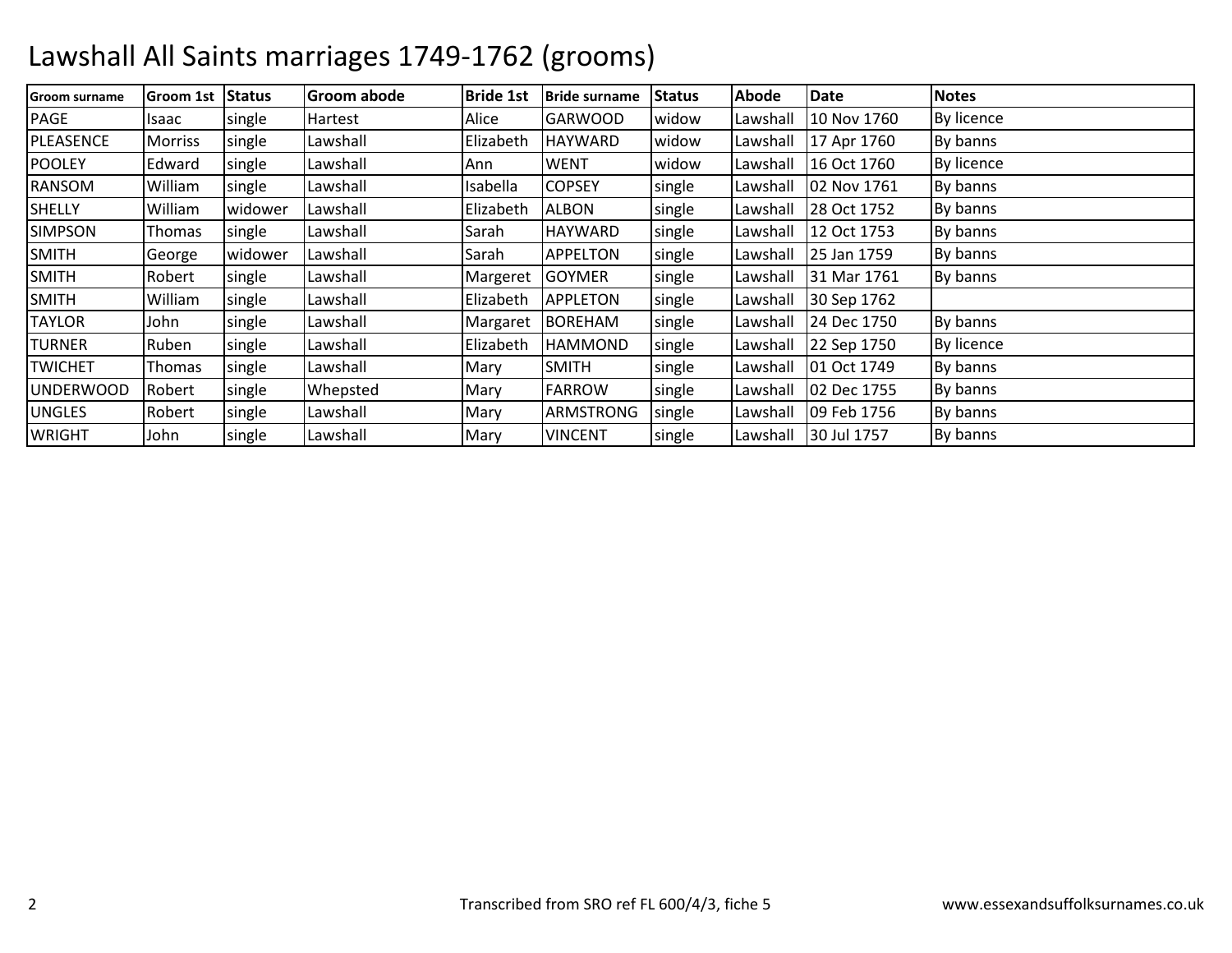# Lawshall All Saints marriages 1749-1762 (grooms)

| Groom surname | Groom 1st | Status | Groom abode | Bride 1st | Bride surname | Status | Abode | Date | Notes |
|---|---|---|---|---|---|---|---|---|---|
| PAGE | Isaac | single | Hartest | Alice | GARWOOD | widow | Lawshall | 10 Nov 1760 | By licence |
| PLEASENCE | Morriss | single | Lawshall | Elizabeth | HAYWARD | widow | Lawshall | 17 Apr 1760 | By banns |
| POOLEY | Edward | single | Lawshall | Ann | WENT | widow | Lawshall | 16 Oct 1760 | By licence |
| RANSOM | William | single | Lawshall | Isabella | COPSEY | single | Lawshall | 02 Nov 1761 | By banns |
| SHELLY | William | widower | Lawshall | Elizabeth | ALBON | single | Lawshall | 28 Oct 1752 | By banns |
| SIMPSON | Thomas | single | Lawshall | Sarah | HAYWARD | single | Lawshall | 12 Oct 1753 | By banns |
| SMITH | George | widower | Lawshall | Sarah | APPELTON | single | Lawshall | 25 Jan 1759 | By banns |
| SMITH | Robert | single | Lawshall | Margeret | GOYMER | single | Lawshall | 31 Mar 1761 | By banns |
| SMITH | William | single | Lawshall | Elizabeth | APPLETON | single | Lawshall | 30 Sep 1762 | |
| TAYLOR | John | single | Lawshall | Margaret | BOREHAM | single | Lawshall | 24 Dec 1750 | By banns |
| TURNER | Ruben | single | Lawshall | Elizabeth | HAMMOND | single | Lawshall | 22 Sep 1750 | By licence |
| TWICHET | Thomas | single | Lawshall | Mary | SMITH | single | Lawshall | 01 Oct 1749 | By banns |
| UNDERWOOD | Robert | single | Whepsted | Mary | FARROW | single | Lawshall | 02 Dec 1755 | By banns |
| UNGLES | Robert | single | Lawshall | Mary | ARMSTRONG | single | Lawshall | 09 Feb 1756 | By banns |
| WRIGHT | John | single | Lawshall | Mary | VINCENT | single | Lawshall | 30 Jul 1757 | By banns |

Transcribed from SRO ref FL 600/4/3, fiche 5

www.essexandsuffolksurnames.co.uk